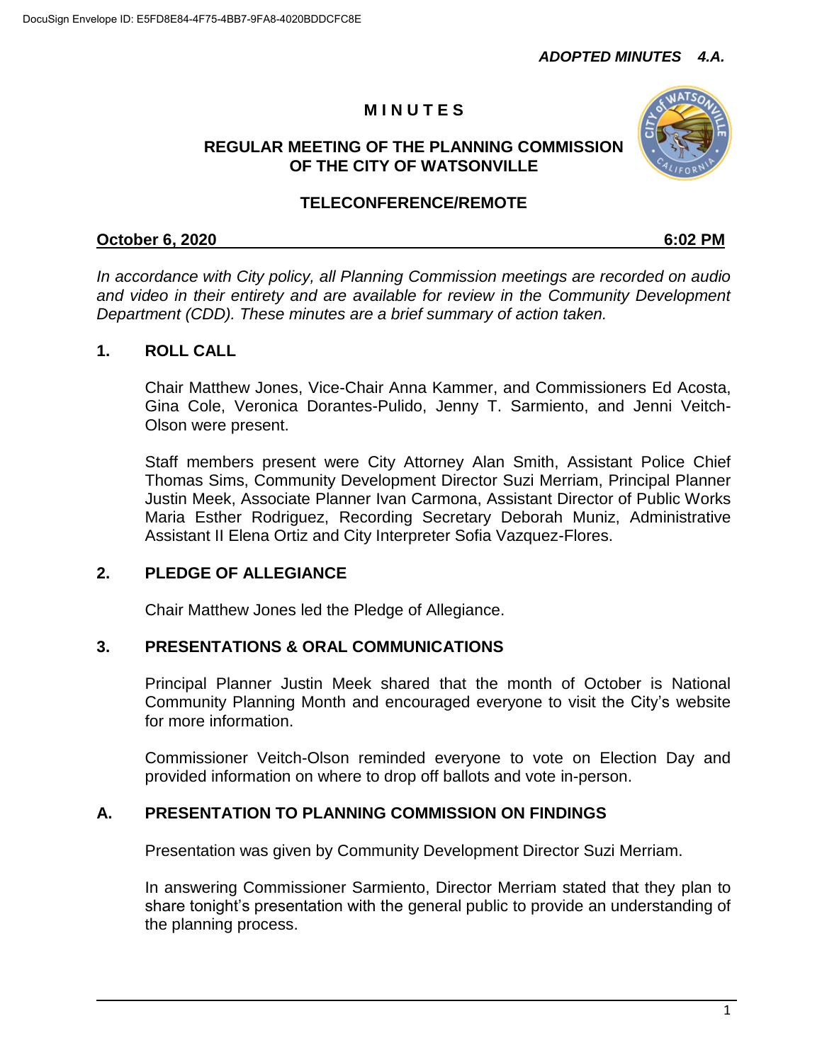*ADOPTED MINUTES 4.A.*

# MINUTES

## REGULAR MEETING OF THE PLANNING COMMISSION OF THE CITY OF WATSONVILLE

## TELECONFERENCE/REMOTE

**October 6, 2020** **6:02 PM**

*In accordance with City policy, all Planning Commission meetings are recorded on audio and video in their entirety and are available for review in the Community Development Department (CDD). These minutes are a brief summary of action taken.*

### 1. ROLL CALL

Chair Matthew Jones, Vice-Chair Anna Kammer, and Commissioners Ed Acosta, Gina Cole, Veronica Dorantes-Pulido, Jenny T. Sarmiento, and Jenni Veitch-Olson were present.

Staff members present were City Attorney Alan Smith, Assistant Police Chief Thomas Sims, Community Development Director Suzi Merriam, Principal Planner Justin Meek, Associate Planner Ivan Carmona, Assistant Director of Public Works Maria Esther Rodriguez, Recording Secretary Deborah Muniz, Administrative Assistant II Elena Ortiz and City Interpreter Sofia Vazquez-Flores.

### 2. PLEDGE OF ALLEGIANCE

Chair Matthew Jones led the Pledge of Allegiance.

### 3. PRESENTATIONS & ORAL COMMUNICATIONS

Principal Planner Justin Meek shared that the month of October is National Community Planning Month and encouraged everyone to visit the City's website for more information.

Commissioner Veitch-Olson reminded everyone to vote on Election Day and provided information on where to drop off ballots and vote in-person.

### A. PRESENTATION TO PLANNING COMMISSION ON FINDINGS

Presentation was given by Community Development Director Suzi Merriam.

In answering Commissioner Sarmiento, Director Merriam stated that they plan to share tonight's presentation with the general public to provide an understanding of the planning process.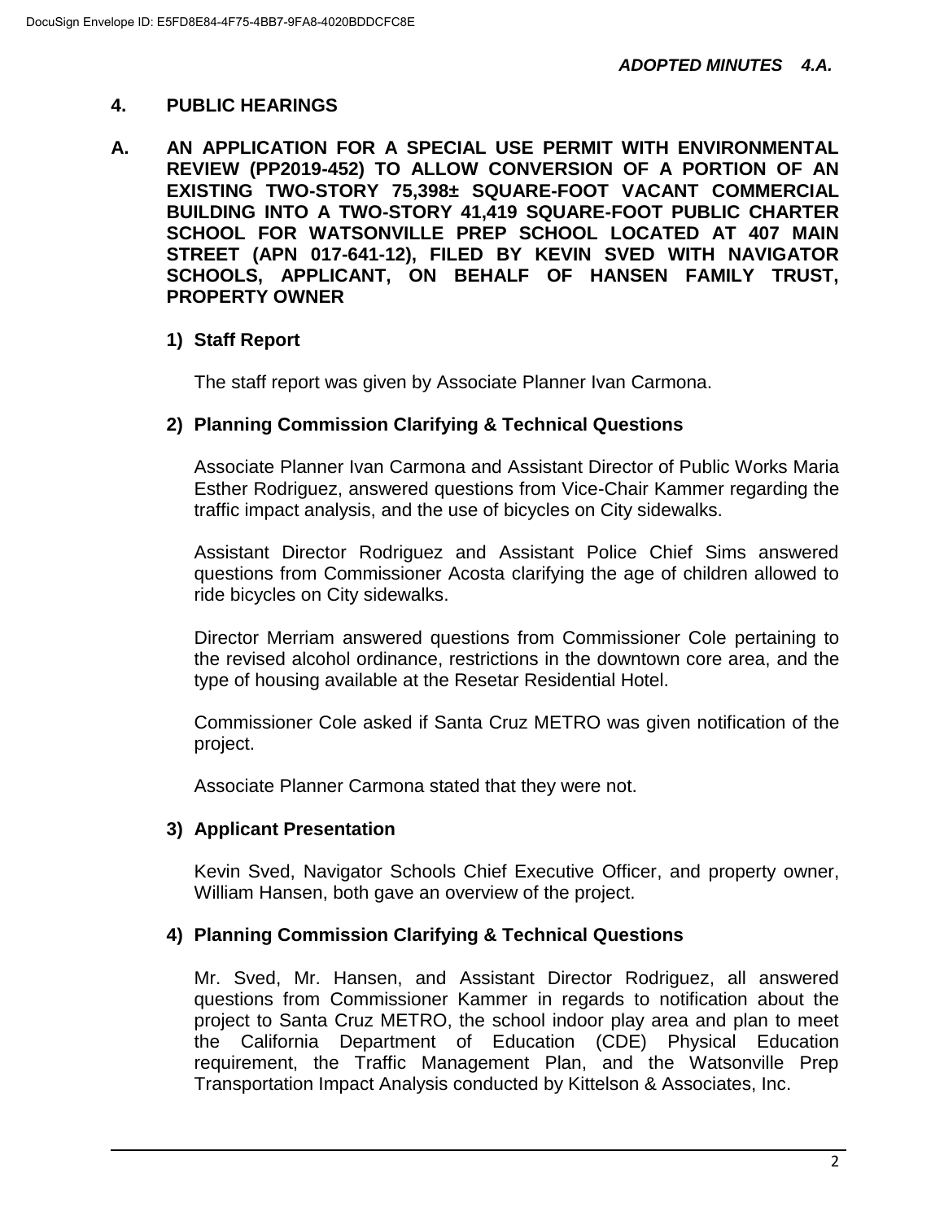*ADOPTED MINUTES 4.A.*

## 4. PUBLIC HEARINGS

### A. AN APPLICATION FOR A SPECIAL USE PERMIT WITH ENVIRONMENTAL REVIEW (PP2019-452) TO ALLOW CONVERSION OF A PORTION OF AN EXISTING TWO-STORY 75,398± SQUARE-FOOT VACANT COMMERCIAL BUILDING INTO A TWO-STORY 41,419 SQUARE-FOOT PUBLIC CHARTER SCHOOL FOR WATSONVILLE PREP SCHOOL LOCATED AT 407 MAIN STREET (APN 017-641-12), FILED BY KEVIN SVED WITH NAVIGATOR SCHOOLS, APPLICANT, ON BEHALF OF HANSEN FAMILY TRUST, PROPERTY OWNER

**1) Staff Report**

The staff report was given by Associate Planner Ivan Carmona.

**2) Planning Commission Clarifying & Technical Questions**

Associate Planner Ivan Carmona and Assistant Director of Public Works Maria Esther Rodriguez, answered questions from Vice-Chair Kammer regarding the traffic impact analysis, and the use of bicycles on City sidewalks.

Assistant Director Rodriguez and Assistant Police Chief Sims answered questions from Commissioner Acosta clarifying the age of children allowed to ride bicycles on City sidewalks.

Director Merriam answered questions from Commissioner Cole pertaining to the revised alcohol ordinance, restrictions in the downtown core area, and the type of housing available at the Resetar Residential Hotel.

Commissioner Cole asked if Santa Cruz METRO was given notification of the project.

Associate Planner Carmona stated that they were not.

**3) Applicant Presentation**

Kevin Sved, Navigator Schools Chief Executive Officer, and property owner, William Hansen, both gave an overview of the project.

**4) Planning Commission Clarifying & Technical Questions**

Mr. Sved, Mr. Hansen, and Assistant Director Rodriguez, all answered questions from Commissioner Kammer in regards to notification about the project to Santa Cruz METRO, the school indoor play area and plan to meet the California Department of Education (CDE) Physical Education requirement, the Traffic Management Plan, and the Watsonville Prep Transportation Impact Analysis conducted by Kittelson & Associates, Inc.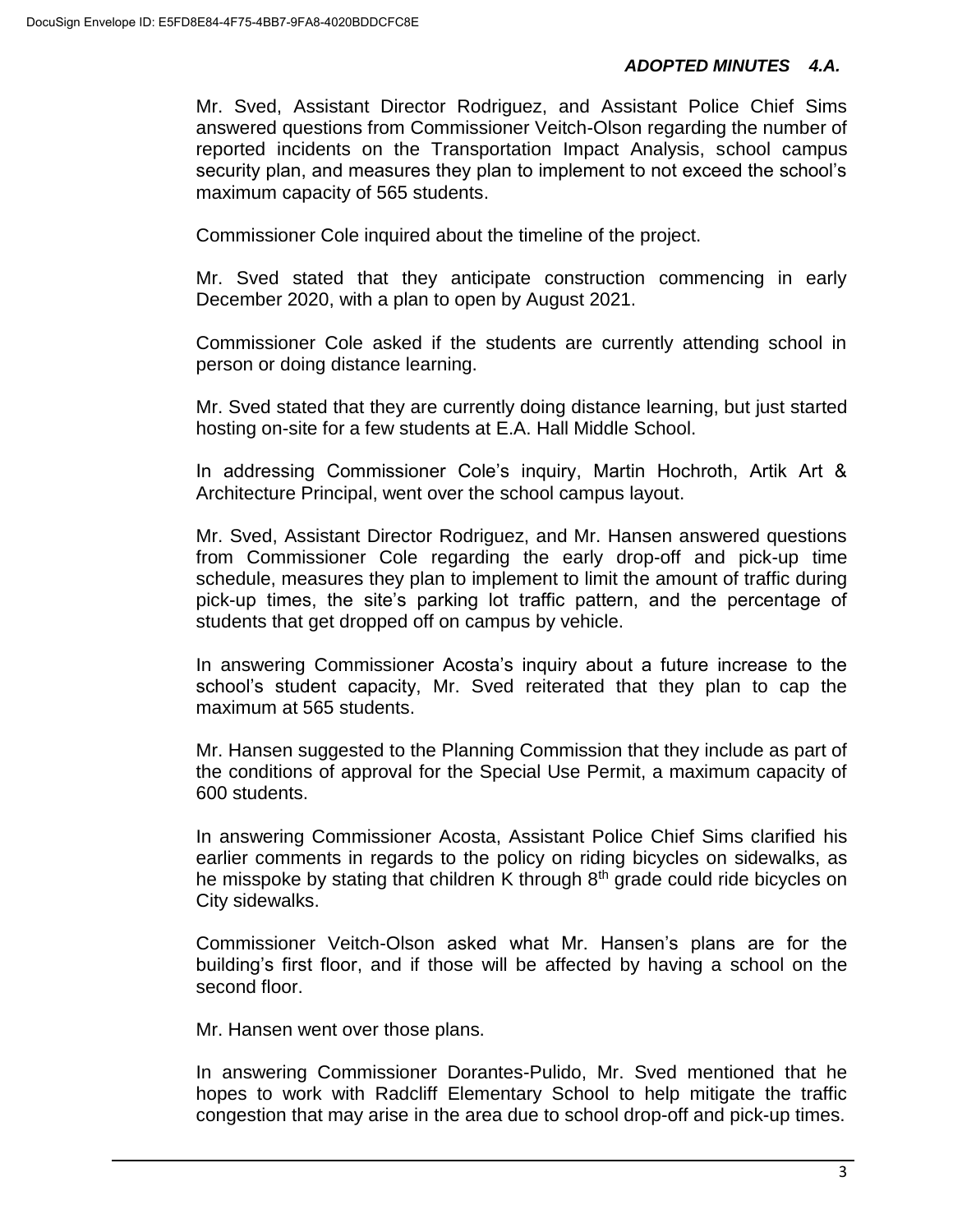Mr. Sved, Assistant Director Rodriguez, and Assistant Police Chief Sims answered questions from Commissioner Veitch-Olson regarding the number of reported incidents on the Transportation Impact Analysis, school campus security plan, and measures they plan to implement to not exceed the school's maximum capacity of 565 students.

Commissioner Cole inquired about the timeline of the project.

Mr. Sved stated that they anticipate construction commencing in early December 2020, with a plan to open by August 2021.

Commissioner Cole asked if the students are currently attending school in person or doing distance learning.

Mr. Sved stated that they are currently doing distance learning, but just started hosting on-site for a few students at E.A. Hall Middle School.

In addressing Commissioner Cole's inquiry, Martin Hochroth, Artik Art & Architecture Principal, went over the school campus layout.

Mr. Sved, Assistant Director Rodriguez, and Mr. Hansen answered questions from Commissioner Cole regarding the early drop-off and pick-up time schedule, measures they plan to implement to limit the amount of traffic during pick-up times, the site's parking lot traffic pattern, and the percentage of students that get dropped off on campus by vehicle.

In answering Commissioner Acosta's inquiry about a future increase to the school's student capacity, Mr. Sved reiterated that they plan to cap the maximum at 565 students.

Mr. Hansen suggested to the Planning Commission that they include as part of the conditions of approval for the Special Use Permit, a maximum capacity of 600 students.

In answering Commissioner Acosta, Assistant Police Chief Sims clarified his earlier comments in regards to the policy on riding bicycles on sidewalks, as he misspoke by stating that children K through 8th grade could ride bicycles on City sidewalks.

Commissioner Veitch-Olson asked what Mr. Hansen's plans are for the building's first floor, and if those will be affected by having a school on the second floor.

Mr. Hansen went over those plans.

In answering Commissioner Dorantes-Pulido, Mr. Sved mentioned that he hopes to work with Radcliff Elementary School to help mitigate the traffic congestion that may arise in the area due to school drop-off and pick-up times.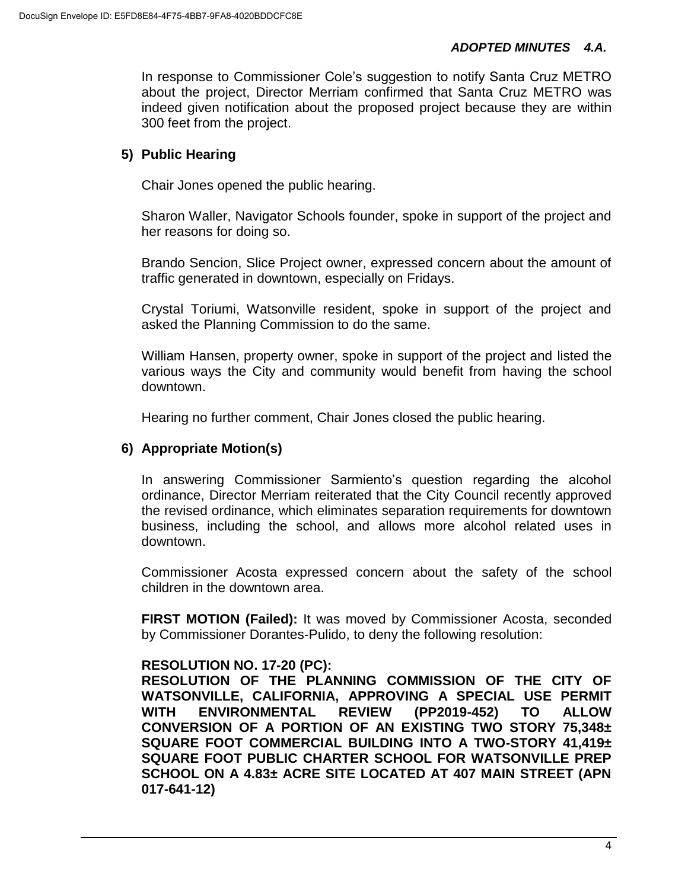In response to Commissioner Cole's suggestion to notify Santa Cruz METRO about the project, Director Merriam confirmed that Santa Cruz METRO was indeed given notification about the proposed project because they are within 300 feet from the project.

**5) Public Hearing**

Chair Jones opened the public hearing.

Sharon Waller, Navigator Schools founder, spoke in support of the project and her reasons for doing so.

Brando Sencion, Slice Project owner, expressed concern about the amount of traffic generated in downtown, especially on Fridays.

Crystal Toriumi, Watsonville resident, spoke in support of the project and asked the Planning Commission to do the same.

William Hansen, property owner, spoke in support of the project and listed the various ways the City and community would benefit from having the school downtown.

Hearing no further comment, Chair Jones closed the public hearing.

**6) Appropriate Motion(s)**

In answering Commissioner Sarmiento's question regarding the alcohol ordinance, Director Merriam reiterated that the City Council recently approved the revised ordinance, which eliminates separation requirements for downtown business, including the school, and allows more alcohol related uses in downtown.

Commissioner Acosta expressed concern about the safety of the school children in the downtown area.

**FIRST MOTION (Failed):** It was moved by Commissioner Acosta, seconded by Commissioner Dorantes-Pulido, to deny the following resolution:

**RESOLUTION NO. 17-20 (PC):**
**RESOLUTION OF THE PLANNING COMMISSION OF THE CITY OF WATSONVILLE, CALIFORNIA, APPROVING A SPECIAL USE PERMIT WITH ENVIRONMENTAL REVIEW (PP2019-452) TO ALLOW CONVERSION OF A PORTION OF AN EXISTING TWO STORY 75,348± SQUARE FOOT COMMERCIAL BUILDING INTO A TWO-STORY 41,419± SQUARE FOOT PUBLIC CHARTER SCHOOL FOR WATSONVILLE PREP SCHOOL ON A 4.83± ACRE SITE LOCATED AT 407 MAIN STREET (APN 017-641-12)**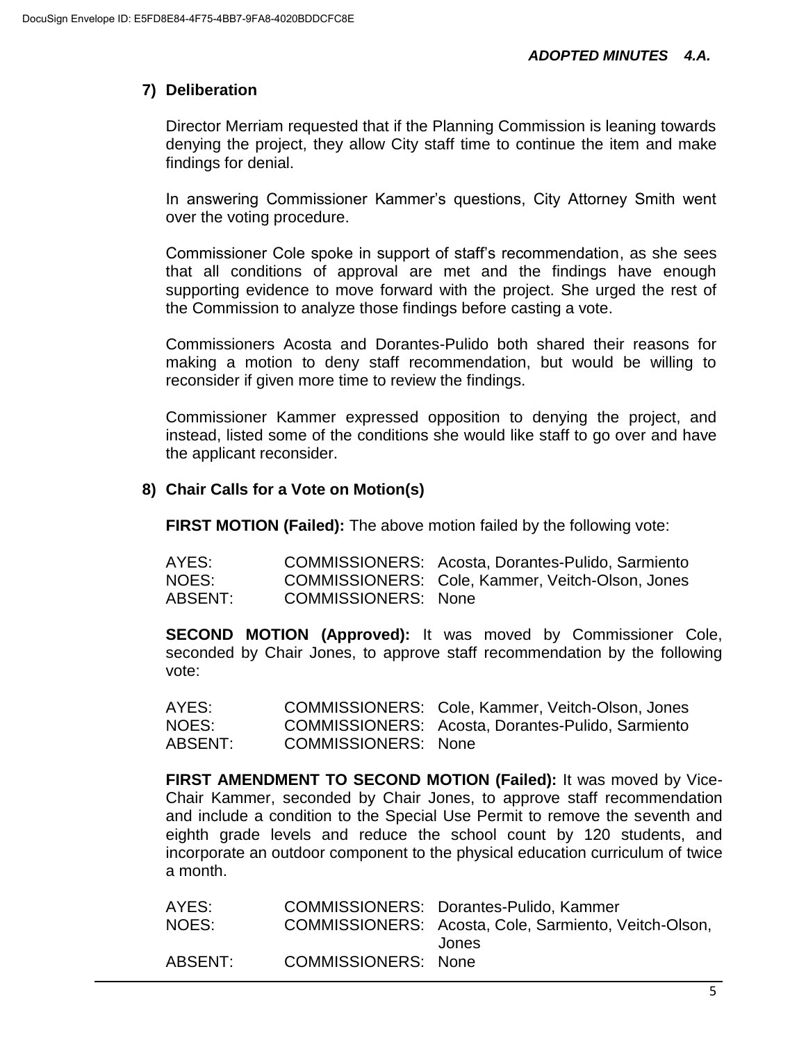**ADOPTED MINUTES 4.A.**

### 7) Deliberation

Director Merriam requested that if the Planning Commission is leaning towards denying the project, they allow City staff time to continue the item and make findings for denial.

In answering Commissioner Kammer's questions, City Attorney Smith went over the voting procedure.

Commissioner Cole spoke in support of staff's recommendation, as she sees that all conditions of approval are met and the findings have enough supporting evidence to move forward with the project. She urged the rest of the Commission to analyze those findings before casting a vote.

Commissioners Acosta and Dorantes-Pulido both shared their reasons for making a motion to deny staff recommendation, but would be willing to reconsider if given more time to review the findings.

Commissioner Kammer expressed opposition to denying the project, and instead, listed some of the conditions she would like staff to go over and have the applicant reconsider.

### 8) Chair Calls for a Vote on Motion(s)

**FIRST MOTION (Failed):** The above motion failed by the following vote:

| | | |
|---|---|---|
| AYES: | COMMISSIONERS: | Acosta, Dorantes-Pulido, Sarmiento |
| NOES: | COMMISSIONERS: | Cole, Kammer, Veitch-Olson, Jones |
| ABSENT: | COMMISSIONERS: | None |

**SECOND MOTION (Approved):** It was moved by Commissioner Cole, seconded by Chair Jones, to approve staff recommendation by the following vote:

| | | |
|---|---|---|
| AYES: | COMMISSIONERS: | Cole, Kammer, Veitch-Olson, Jones |
| NOES: | COMMISSIONERS: | Acosta, Dorantes-Pulido, Sarmiento |
| ABSENT: | COMMISSIONERS: | None |

**FIRST AMENDMENT TO SECOND MOTION (Failed):** It was moved by Vice-Chair Kammer, seconded by Chair Jones, to approve staff recommendation and include a condition to the Special Use Permit to remove the seventh and eighth grade levels and reduce the school count by 120 students, and incorporate an outdoor component to the physical education curriculum of twice a month.

| | | |
|---|---|---|
| AYES: | COMMISSIONERS: | Dorantes-Pulido, Kammer |
| NOES: | COMMISSIONERS: | Acosta, Cole, Sarmiento, Veitch-Olson, Jones |
| ABSENT: | COMMISSIONERS: | None |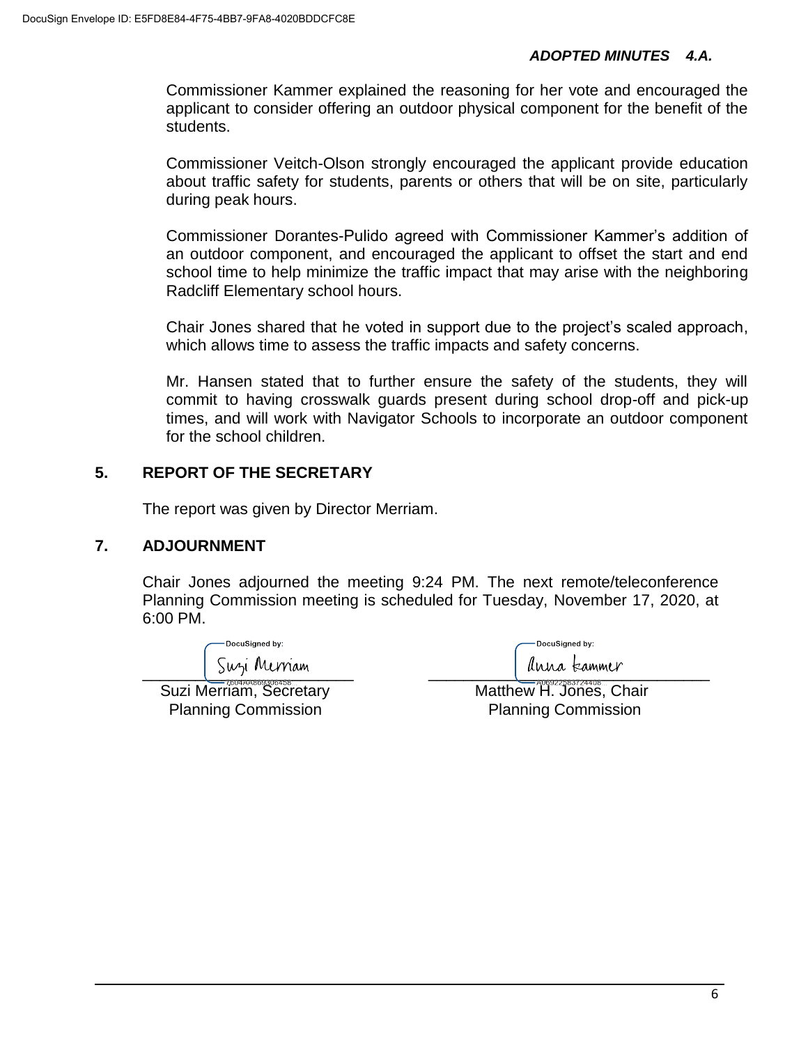*ADOPTED MINUTES 4.A.*

Commissioner Kammer explained the reasoning for her vote and encouraged the applicant to consider offering an outdoor physical component for the benefit of the students.

Commissioner Veitch-Olson strongly encouraged the applicant provide education about traffic safety for students, parents or others that will be on site, particularly during peak hours.

Commissioner Dorantes-Pulido agreed with Commissioner Kammer's addition of an outdoor component, and encouraged the applicant to offset the start and end school time to help minimize the traffic impact that may arise with the neighboring Radcliff Elementary school hours.

Chair Jones shared that he voted in support due to the project's scaled approach, which allows time to assess the traffic impacts and safety concerns.

Mr. Hansen stated that to further ensure the safety of the students, they will commit to having crosswalk guards present during school drop-off and pick-up times, and will work with Navigator Schools to incorporate an outdoor component for the school children.

## 5. REPORT OF THE SECRETARY

The report was given by Director Merriam.

## 7. ADJOURNMENT

Chair Jones adjourned the meeting 9:24 PM. The next remote/teleconference Planning Commission meeting is scheduled for Tuesday, November 17, 2020, at 6:00 PM.

DocuSigned by: Suzi Merriam
Suzi Merriam, Secretary
Planning Commission

DocuSigned by: Anna Kammer
Matthew H. Jones, Chair
Planning Commission